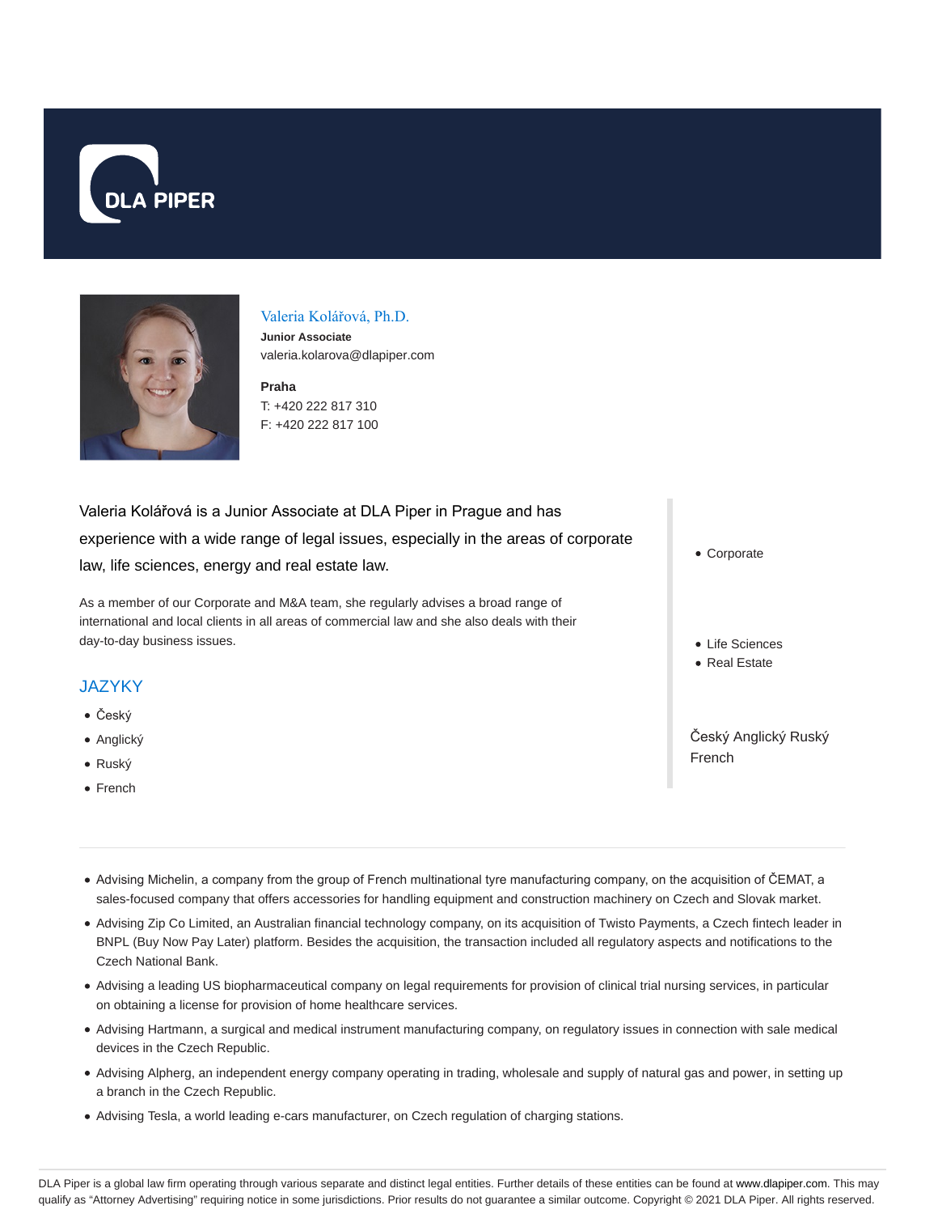DLA PIPER

# Valeria Kolářová, Ph.D.

**Junior Associate**
valeria.kolarova@dlapiper.com

**Praha**
T: +420 222 817 310
F: +420 222 817 100

Valeria Kolářová is a Junior Associate at DLA Piper in Prague and has experience with a wide range of legal issues, especially in the areas of corporate law, life sciences, energy and real estate law.

As a member of our Corporate and M&A team, she regularly advises a broad range of international and local clients in all areas of commercial law and she also deals with their day-to-day business issues.

## JAZYKY

- Český
- Anglický
- Ruský
- French

- Corporate

- Life Sciences
- Real Estate

Český Anglický Ruský French

---

- Advising Michelin, a company from the group of French multinational tyre manufacturing company, on the acquisition of ČEMAT, a sales-focused company that offers accessories for handling equipment and construction machinery on Czech and Slovak market.
- Advising Zip Co Limited, an Australian financial technology company, on its acquisition of Twisto Payments, a Czech fintech leader in BNPL (Buy Now Pay Later) platform. Besides the acquisition, the transaction included all regulatory aspects and notifications to the Czech National Bank.
- Advising a leading US biopharmaceutical company on legal requirements for provision of clinical trial nursing services, in particular on obtaining a license for provision of home healthcare services.
- Advising Hartmann, a surgical and medical instrument manufacturing company, on regulatory issues in connection with sale medical devices in the Czech Republic.
- Advising Alpherg, an independent energy company operating in trading, wholesale and supply of natural gas and power, in setting up a branch in the Czech Republic.
- Advising Tesla, a world leading e-cars manufacturer, on Czech regulation of charging stations.

DLA Piper is a global law firm operating through various separate and distinct legal entities. Further details of these entities can be found at www.dlapiper.com. This may qualify as "Attorney Advertising" requiring notice in some jurisdictions. Prior results do not guarantee a similar outcome. Copyright © 2021 DLA Piper. All rights reserved.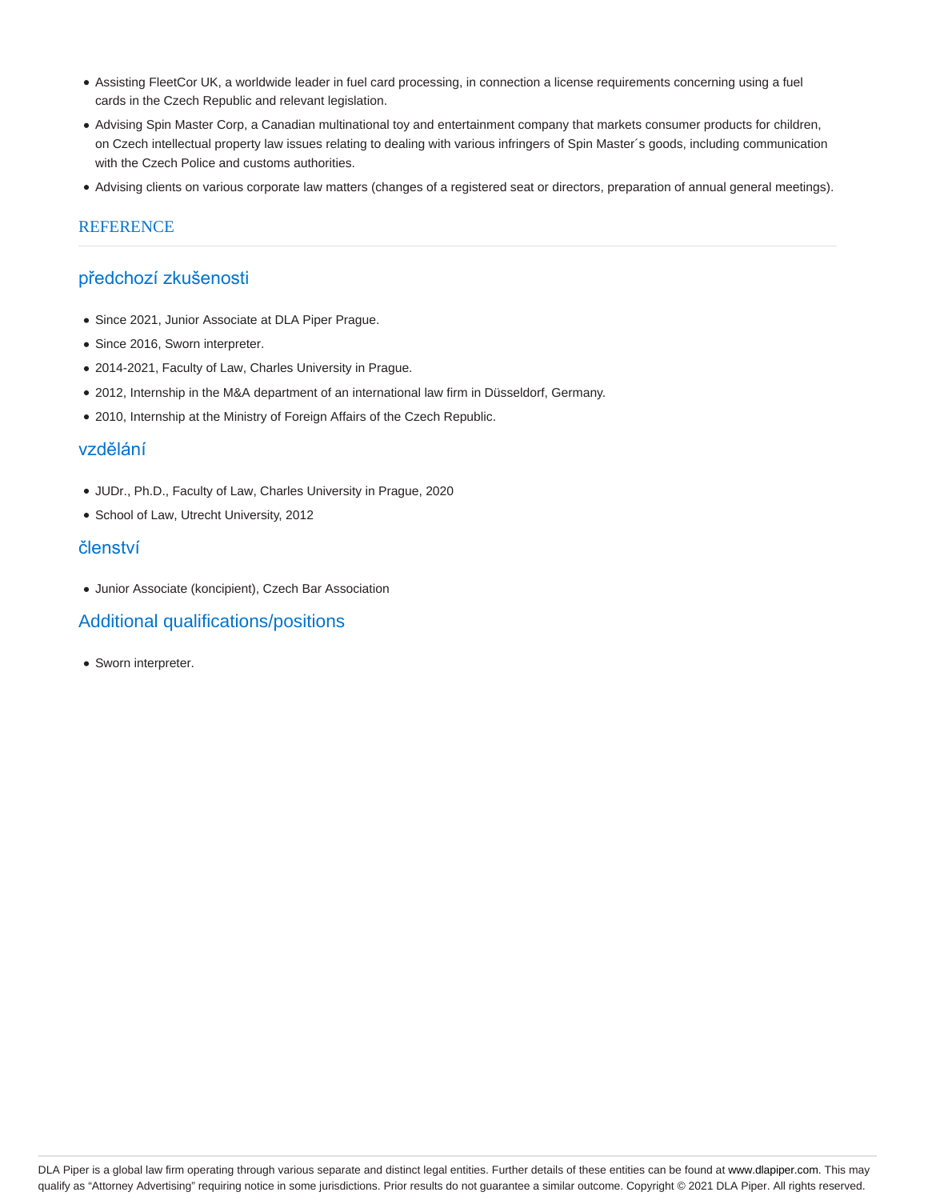- Assisting FleetCor UK, a worldwide leader in fuel card processing, in connection a license requirements concerning using a fuel cards in the Czech Republic and relevant legislation.
- Advising Spin Master Corp, a Canadian multinational toy and entertainment company that markets consumer products for children, on Czech intellectual property law issues relating to dealing with various infringers of Spin Master´s goods, including communication with the Czech Police and customs authorities.
- Advising clients on various corporate law matters (changes of a registered seat or directors, preparation of annual general meetings).

## REFERENCE

## předchozí zkušenosti

- Since 2021, Junior Associate at DLA Piper Prague.
- Since 2016, Sworn interpreter.
- 2014-2021, Faculty of Law, Charles University in Prague.
- 2012, Internship in the M&A department of an international law firm in Düsseldorf, Germany.
- 2010, Internship at the Ministry of Foreign Affairs of the Czech Republic.

## vzdělání

- JUDr., Ph.D., Faculty of Law, Charles University in Prague, 2020
- School of Law, Utrecht University, 2012

## členství

- Junior Associate (koncipient), Czech Bar Association

## Additional qualifications/positions

- Sworn interpreter.

DLA Piper is a global law firm operating through various separate and distinct legal entities. Further details of these entities can be found at www.dlapiper.com. This may qualify as "Attorney Advertising" requiring notice in some jurisdictions. Prior results do not guarantee a similar outcome. Copyright © 2021 DLA Piper. All rights reserved.